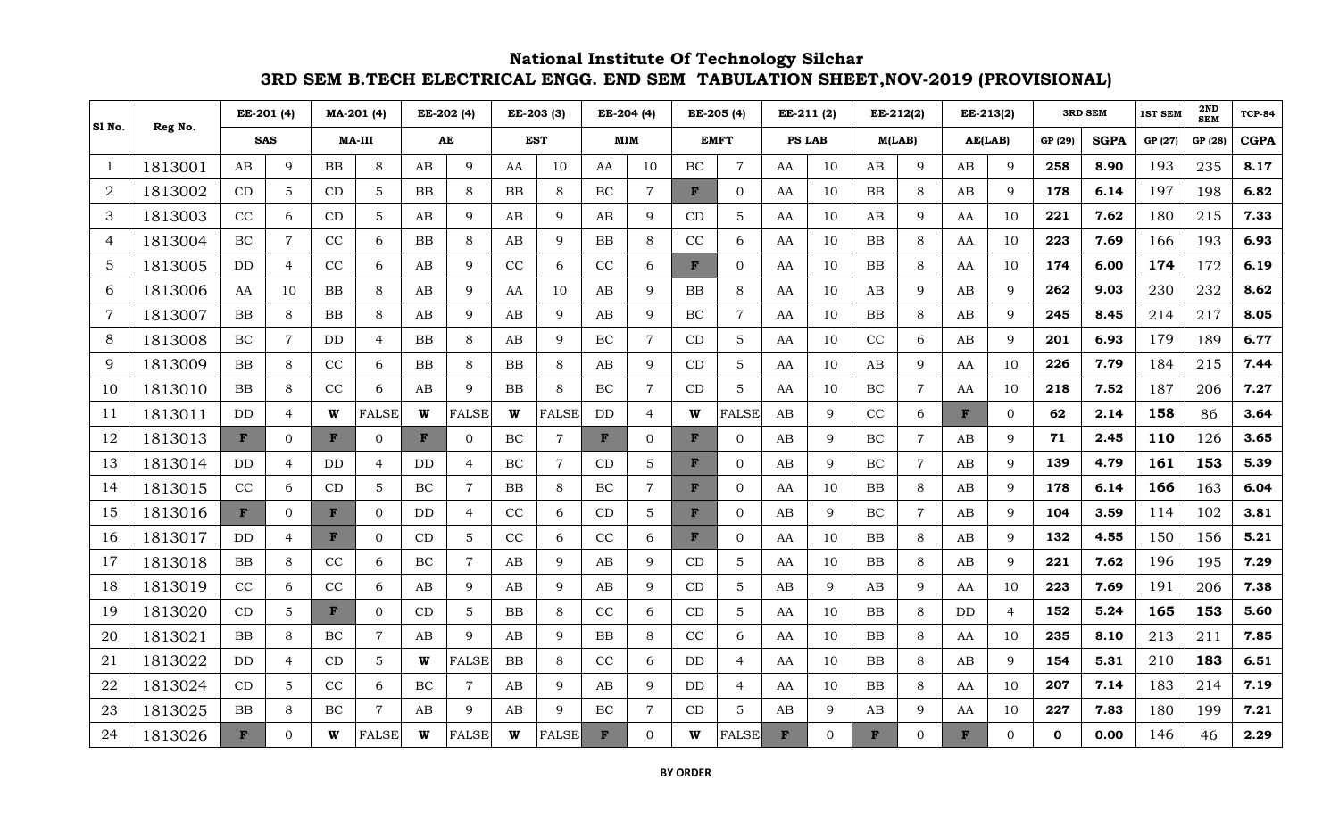# National Institute Of Technology Silchar

## 3RD SEM B.TECH ELECTRICAL ENGG. END SEM TABULATION SHEET,NOV-2019 (PROVISIONAL)

| Sl No. | Reg No. | EE-201 (4) | | MA-201 (4) | | EE-202 (4) | | EE-203 (3) | | EE-204 (4) | | EE-205 (4) | | EE-211 (2) | | EE-212(2) | | EE-213(2) | | 3RD SEM | | 1ST SEM | 2ND SEM | TCP-84 |
|---|---|---|---|---|---|---|---|---|---|---|---|---|---|---|---|---|---|---|---|---|---|---|---|---|
| | | SAS | | MA-III | | AE | | EST | | MIM | | EMFT | | PS LAB | | M(LAB) | | AE(LAB) | | GP (29) | SGPA | GP (27) | GP (28) | CGPA |
| 1 | 1813001 | AB | 9 | BB | 8 | AB | 9 | AA | 10 | AA | 10 | BC | 7 | AA | 10 | AB | 9 | AB | 9 | 258 | 8.90 | 193 | 235 | 8.17 |
| 2 | 1813002 | CD | 5 | CD | 5 | BB | 8 | BB | 8 | BC | 7 | F | 0 | AA | 10 | BB | 8 | AB | 9 | 178 | 6.14 | 197 | 198 | 6.82 |
| 3 | 1813003 | CC | 6 | CD | 5 | AB | 9 | AB | 9 | AB | 9 | CD | 5 | AA | 10 | AB | 9 | AA | 10 | 221 | 7.62 | 180 | 215 | 7.33 |
| 4 | 1813004 | BC | 7 | CC | 6 | BB | 8 | AB | 9 | BB | 8 | CC | 6 | AA | 10 | BB | 8 | AA | 10 | 223 | 7.69 | 166 | 193 | 6.93 |
| 5 | 1813005 | DD | 4 | CC | 6 | AB | 9 | CC | 6 | CC | 6 | F | 0 | AA | 10 | BB | 8 | AA | 10 | 174 | 6.00 | 174 | 172 | 6.19 |
| 6 | 1813006 | AA | 10 | BB | 8 | AB | 9 | AA | 10 | AB | 9 | BB | 8 | AA | 10 | AB | 9 | AB | 9 | 262 | 9.03 | 230 | 232 | 8.62 |
| 7 | 1813007 | BB | 8 | BB | 8 | AB | 9 | AB | 9 | AB | 9 | BC | 7 | AA | 10 | BB | 8 | AB | 9 | 245 | 8.45 | 214 | 217 | 8.05 |
| 8 | 1813008 | BC | 7 | DD | 4 | BB | 8 | AB | 9 | BC | 7 | CD | 5 | AA | 10 | CC | 6 | AB | 9 | 201 | 6.93 | 179 | 189 | 6.77 |
| 9 | 1813009 | BB | 8 | CC | 6 | BB | 8 | BB | 8 | AB | 9 | CD | 5 | AA | 10 | AB | 9 | AA | 10 | 226 | 7.79 | 184 | 215 | 7.44 |
| 10 | 1813010 | BB | 8 | CC | 6 | AB | 9 | BB | 8 | BC | 7 | CD | 5 | AA | 10 | BC | 7 | AA | 10 | 218 | 7.52 | 187 | 206 | 7.27 |
| 11 | 1813011 | DD | 4 | W | FALSE | W | FALSE | W | FALSE | DD | 4 | W | FALSE | AB | 9 | CC | 6 | F | 0 | 62 | 2.14 | 158 | 86 | 3.64 |
| 12 | 1813013 | F | 0 | F | 0 | F | 0 | BC | 7 | F | 0 | F | 0 | AB | 9 | BC | 7 | AB | 9 | 71 | 2.45 | 110 | 126 | 3.65 |
| 13 | 1813014 | DD | 4 | DD | 4 | DD | 4 | BC | 7 | CD | 5 | F | 0 | AB | 9 | BC | 7 | AB | 9 | 139 | 4.79 | 161 | 153 | 5.39 |
| 14 | 1813015 | CC | 6 | CD | 5 | BC | 7 | BB | 8 | BC | 7 | F | 0 | AA | 10 | BB | 8 | AB | 9 | 178 | 6.14 | 166 | 163 | 6.04 |
| 15 | 1813016 | F | 0 | F | 0 | DD | 4 | CC | 6 | CD | 5 | F | 0 | AB | 9 | BC | 7 | AB | 9 | 104 | 3.59 | 114 | 102 | 3.81 |
| 16 | 1813017 | DD | 4 | F | 0 | CD | 5 | CC | 6 | CC | 6 | F | 0 | AA | 10 | BB | 8 | AB | 9 | 132 | 4.55 | 150 | 156 | 5.21 |
| 17 | 1813018 | BB | 8 | CC | 6 | BC | 7 | AB | 9 | AB | 9 | CD | 5 | AA | 10 | BB | 8 | AB | 9 | 221 | 7.62 | 196 | 195 | 7.29 |
| 18 | 1813019 | CC | 6 | CC | 6 | AB | 9 | AB | 9 | AB | 9 | CD | 5 | AB | 9 | AB | 9 | AA | 10 | 223 | 7.69 | 191 | 206 | 7.38 |
| 19 | 1813020 | CD | 5 | F | 0 | CD | 5 | BB | 8 | CC | 6 | CD | 5 | AA | 10 | BB | 8 | DD | 4 | 152 | 5.24 | 165 | 153 | 5.60 |
| 20 | 1813021 | BB | 8 | BC | 7 | AB | 9 | AB | 9 | BB | 8 | CC | 6 | AA | 10 | BB | 8 | AA | 10 | 235 | 8.10 | 213 | 211 | 7.85 |
| 21 | 1813022 | DD | 4 | CD | 5 | W | FALSE | BB | 8 | CC | 6 | DD | 4 | AA | 10 | BB | 8 | AB | 9 | 154 | 5.31 | 210 | 183 | 6.51 |
| 22 | 1813024 | CD | 5 | CC | 6 | BC | 7 | AB | 9 | AB | 9 | DD | 4 | AA | 10 | BB | 8 | AA | 10 | 207 | 7.14 | 183 | 214 | 7.19 |
| 23 | 1813025 | BB | 8 | BC | 7 | AB | 9 | AB | 9 | BC | 7 | CD | 5 | AB | 9 | AB | 9 | AA | 10 | 227 | 7.83 | 180 | 199 | 7.21 |
| 24 | 1813026 | F | 0 | W | FALSE | W | FALSE | W | FALSE | F | 0 | W | FALSE | F | 0 | F | 0 | F | 0 | 0 | 0.00 | 146 | 46 | 2.29 |

**BY ORDER**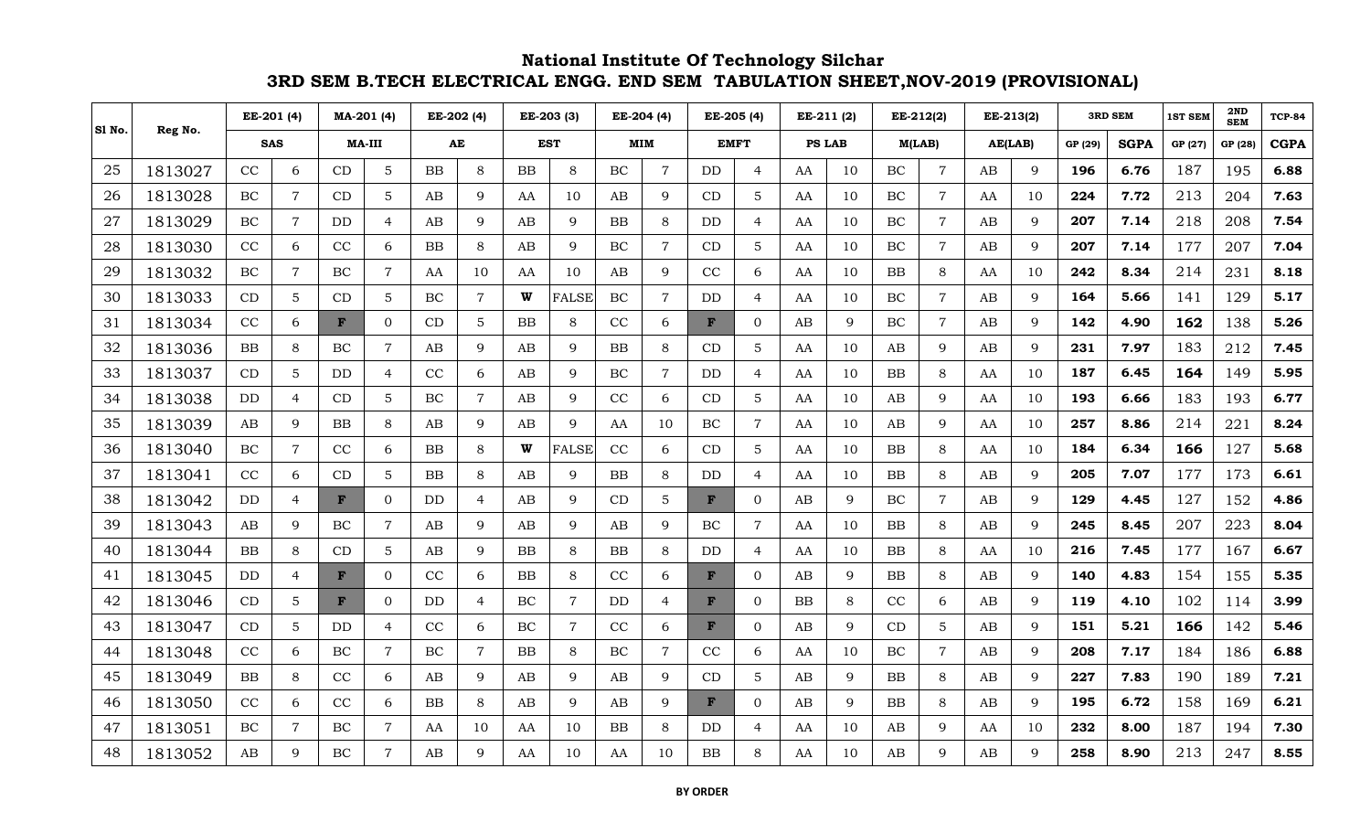# National Institute Of Technology Silchar

## 3RD SEM B.TECH ELECTRICAL ENGG. END SEM TABULATION SHEET,NOV-2019 (PROVISIONAL)

| Sl No. | Reg No. | EE-201 (4) | | MA-201 (4) | | EE-202 (4) | | EE-203 (3) | | EE-204 (4) | | EE-205 (4) | | EE-211 (2) | | EE-212(2) | | EE-213(2) | | 3RD SEM | | 1ST SEM | 2ND SEM | TCP-84 |
|---|---|---|---|---|---|---|---|---|---|---|---|---|---|---|---|---|---|---|---|---|---|---|---|---|
| | | SAS | | MA-III | | AE | | EST | | MIM | | EMFT | | PS LAB | | M(LAB) | | AE(LAB) | | GP (29) | SGPA | GP (27) | GP (28) | CGPA |
| 25 | 1813027 | CC | 6 | CD | 5 | BB | 8 | BB | 8 | BC | 7 | DD | 4 | AA | 10 | BC | 7 | AB | 9 | 196 | 6.76 | 187 | 195 | 6.88 |
| 26 | 1813028 | BC | 7 | CD | 5 | AB | 9 | AA | 10 | AB | 9 | CD | 5 | AA | 10 | BC | 7 | AA | 10 | 224 | 7.72 | 213 | 204 | 7.63 |
| 27 | 1813029 | BC | 7 | DD | 4 | AB | 9 | AB | 9 | BB | 8 | DD | 4 | AA | 10 | BC | 7 | AB | 9 | 207 | 7.14 | 218 | 208 | 7.54 |
| 28 | 1813030 | CC | 6 | CC | 6 | BB | 8 | AB | 9 | BC | 7 | CD | 5 | AA | 10 | BC | 7 | AB | 9 | 207 | 7.14 | 177 | 207 | 7.04 |
| 29 | 1813032 | BC | 7 | BC | 7 | AA | 10 | AA | 10 | AB | 9 | CC | 6 | AA | 10 | BB | 8 | AA | 10 | 242 | 8.34 | 214 | 231 | 8.18 |
| 30 | 1813033 | CD | 5 | CD | 5 | BC | 7 | W | FALSE | BC | 7 | DD | 4 | AA | 10 | BC | 7 | AB | 9 | 164 | 5.66 | 141 | 129 | 5.17 |
| 31 | 1813034 | CC | 6 | F | 0 | CD | 5 | BB | 8 | CC | 6 | F | 0 | AB | 9 | BC | 7 | AB | 9 | 142 | 4.90 | 162 | 138 | 5.26 |
| 32 | 1813036 | BB | 8 | BC | 7 | AB | 9 | AB | 9 | BB | 8 | CD | 5 | AA | 10 | AB | 9 | AB | 9 | 231 | 7.97 | 183 | 212 | 7.45 |
| 33 | 1813037 | CD | 5 | DD | 4 | CC | 6 | AB | 9 | BC | 7 | DD | 4 | AA | 10 | BB | 8 | AA | 10 | 187 | 6.45 | 164 | 149 | 5.95 |
| 34 | 1813038 | DD | 4 | CD | 5 | BC | 7 | AB | 9 | CC | 6 | CD | 5 | AA | 10 | AB | 9 | AA | 10 | 193 | 6.66 | 183 | 193 | 6.77 |
| 35 | 1813039 | AB | 9 | BB | 8 | AB | 9 | AB | 9 | AA | 10 | BC | 7 | AA | 10 | AB | 9 | AA | 10 | 257 | 8.86 | 214 | 221 | 8.24 |
| 36 | 1813040 | BC | 7 | CC | 6 | BB | 8 | W | FALSE | CC | 6 | CD | 5 | AA | 10 | BB | 8 | AA | 10 | 184 | 6.34 | 166 | 127 | 5.68 |
| 37 | 1813041 | CC | 6 | CD | 5 | BB | 8 | AB | 9 | BB | 8 | DD | 4 | AA | 10 | BB | 8 | AB | 9 | 205 | 7.07 | 177 | 173 | 6.61 |
| 38 | 1813042 | DD | 4 | F | 0 | DD | 4 | AB | 9 | CD | 5 | F | 0 | AB | 9 | BC | 7 | AB | 9 | 129 | 4.45 | 127 | 152 | 4.86 |
| 39 | 1813043 | AB | 9 | BC | 7 | AB | 9 | AB | 9 | AB | 9 | BC | 7 | AA | 10 | BB | 8 | AB | 9 | 245 | 8.45 | 207 | 223 | 8.04 |
| 40 | 1813044 | BB | 8 | CD | 5 | AB | 9 | BB | 8 | BB | 8 | DD | 4 | AA | 10 | BB | 8 | AA | 10 | 216 | 7.45 | 177 | 167 | 6.67 |
| 41 | 1813045 | DD | 4 | F | 0 | CC | 6 | BB | 8 | CC | 6 | F | 0 | AB | 9 | BB | 8 | AB | 9 | 140 | 4.83 | 154 | 155 | 5.35 |
| 42 | 1813046 | CD | 5 | F | 0 | DD | 4 | BC | 7 | DD | 4 | F | 0 | BB | 8 | CC | 6 | AB | 9 | 119 | 4.10 | 102 | 114 | 3.99 |
| 43 | 1813047 | CD | 5 | DD | 4 | CC | 6 | BC | 7 | CC | 6 | F | 0 | AB | 9 | CD | 5 | AB | 9 | 151 | 5.21 | 166 | 142 | 5.46 |
| 44 | 1813048 | CC | 6 | BC | 7 | BC | 7 | BB | 8 | BC | 7 | CC | 6 | AA | 10 | BC | 7 | AB | 9 | 208 | 7.17 | 184 | 186 | 6.88 |
| 45 | 1813049 | BB | 8 | CC | 6 | AB | 9 | AB | 9 | AB | 9 | CD | 5 | AB | 9 | BB | 8 | AB | 9 | 227 | 7.83 | 190 | 189 | 7.21 |
| 46 | 1813050 | CC | 6 | CC | 6 | BB | 8 | AB | 9 | AB | 9 | F | 0 | AB | 9 | BB | 8 | AB | 9 | 195 | 6.72 | 158 | 169 | 6.21 |
| 47 | 1813051 | BC | 7 | BC | 7 | AA | 10 | AA | 10 | BB | 8 | DD | 4 | AA | 10 | AB | 9 | AA | 10 | 232 | 8.00 | 187 | 194 | 7.30 |
| 48 | 1813052 | AB | 9 | BC | 7 | AB | 9 | AA | 10 | AA | 10 | BB | 8 | AA | 10 | AB | 9 | AB | 9 | 258 | 8.90 | 213 | 247 | 8.55 |

**BY ORDER**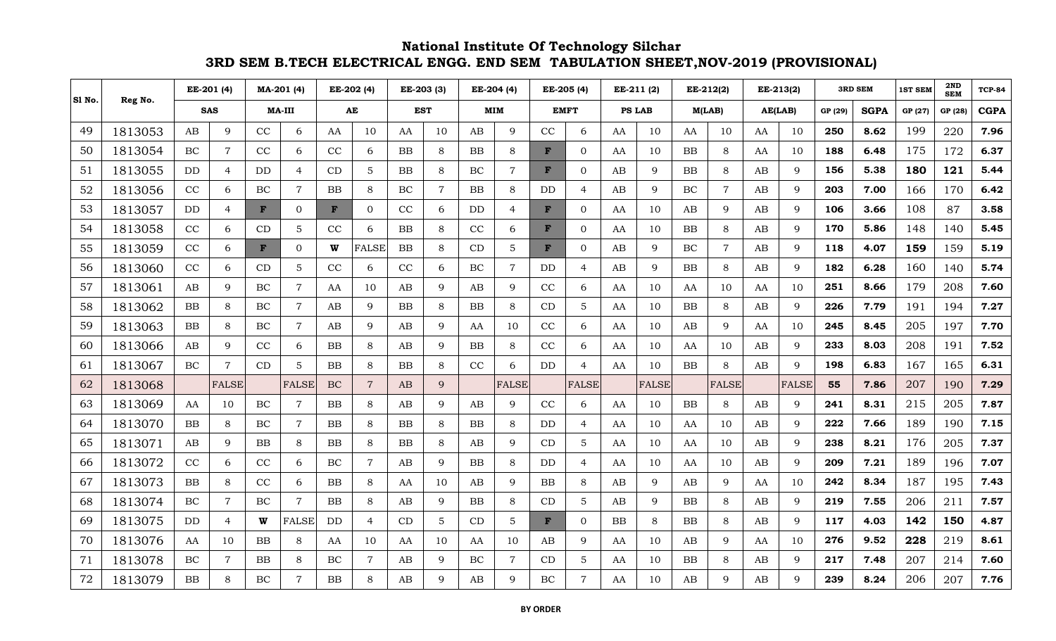# National Institute Of Technology Silchar

## 3RD SEM B.TECH ELECTRICAL ENGG. END SEM TABULATION SHEET,NOV-2019 (PROVISIONAL)

| Sl No. | Reg No. | EE-201 (4) | | MA-201 (4) | | EE-202 (4) | | EE-203 (3) | | EE-204 (4) | | EE-205 (4) | | EE-211 (2) | | EE-212(2) | | EE-213(2) | | 3RD SEM | | 1ST SEM | 2ND SEM | TCP-84 |
|---|---|---|---|---|---|---|---|---|---|---|---|---|---|---|---|---|---|---|---|---|---|---|---|---|
| | | SAS | | MA-III | | AE | | EST | | MIM | | EMFT | | PS LAB | | M(LAB) | | AE(LAB) | | GP (29) | SGPA | GP (27) | GP (28) | CGPA |
| 49 | 1813053 | AB | 9 | CC | 6 | AA | 10 | AA | 10 | AB | 9 | CC | 6 | AA | 10 | AA | 10 | AA | 10 | 250 | 8.62 | 199 | 220 | 7.96 |
| 50 | 1813054 | BC | 7 | CC | 6 | CC | 6 | BB | 8 | BB | 8 | F | 0 | AA | 10 | BB | 8 | AA | 10 | 188 | 6.48 | 175 | 172 | 6.37 |
| 51 | 1813055 | DD | 4 | DD | 4 | CD | 5 | BB | 8 | BC | 7 | F | 0 | AB | 9 | BB | 8 | AB | 9 | 156 | 5.38 | 180 | 121 | 5.44 |
| 52 | 1813056 | CC | 6 | BC | 7 | BB | 8 | BC | 7 | BB | 8 | DD | 4 | AB | 9 | BC | 7 | AB | 9 | 203 | 7.00 | 166 | 170 | 6.42 |
| 53 | 1813057 | DD | 4 | F | 0 | F | 0 | CC | 6 | DD | 4 | F | 0 | AA | 10 | AB | 9 | AB | 9 | 106 | 3.66 | 108 | 87 | 3.58 |
| 54 | 1813058 | CC | 6 | CD | 5 | CC | 6 | BB | 8 | CC | 6 | F | 0 | AA | 10 | BB | 8 | AB | 9 | 170 | 5.86 | 148 | 140 | 5.45 |
| 55 | 1813059 | CC | 6 | F | 0 | W | FALSE | BB | 8 | CD | 5 | F | 0 | AB | 9 | BC | 7 | AB | 9 | 118 | 4.07 | 159 | 159 | 5.19 |
| 56 | 1813060 | CC | 6 | CD | 5 | CC | 6 | CC | 6 | BC | 7 | DD | 4 | AB | 9 | BB | 8 | AB | 9 | 182 | 6.28 | 160 | 140 | 5.74 |
| 57 | 1813061 | AB | 9 | BC | 7 | AA | 10 | AB | 9 | AB | 9 | CC | 6 | AA | 10 | AA | 10 | AA | 10 | 251 | 8.66 | 179 | 208 | 7.60 |
| 58 | 1813062 | BB | 8 | BC | 7 | AB | 9 | BB | 8 | BB | 8 | CD | 5 | AA | 10 | BB | 8 | AB | 9 | 226 | 7.79 | 191 | 194 | 7.27 |
| 59 | 1813063 | BB | 8 | BC | 7 | AB | 9 | AB | 9 | AA | 10 | CC | 6 | AA | 10 | AB | 9 | AA | 10 | 245 | 8.45 | 205 | 197 | 7.70 |
| 60 | 1813066 | AB | 9 | CC | 6 | BB | 8 | AB | 9 | BB | 8 | CC | 6 | AA | 10 | AA | 10 | AB | 9 | 233 | 8.03 | 208 | 191 | 7.52 |
| 61 | 1813067 | BC | 7 | CD | 5 | BB | 8 | BB | 8 | CC | 6 | DD | 4 | AA | 10 | BB | 8 | AB | 9 | 198 | 6.83 | 167 | 165 | 6.31 |
| 62 | 1813068 | | FALSE | | FALSE | BC | 7 | AB | 9 | | FALSE | | FALSE | | FALSE | | FALSE | | FALSE | 55 | 7.86 | 207 | 190 | 7.29 |
| 63 | 1813069 | AA | 10 | BC | 7 | BB | 8 | AB | 9 | AB | 9 | CC | 6 | AA | 10 | BB | 8 | AB | 9 | 241 | 8.31 | 215 | 205 | 7.87 |
| 64 | 1813070 | BB | 8 | BC | 7 | BB | 8 | BB | 8 | BB | 8 | DD | 4 | AA | 10 | AA | 10 | AB | 9 | 222 | 7.66 | 189 | 190 | 7.15 |
| 65 | 1813071 | AB | 9 | BB | 8 | BB | 8 | BB | 8 | AB | 9 | CD | 5 | AA | 10 | AA | 10 | AB | 9 | 238 | 8.21 | 176 | 205 | 7.37 |
| 66 | 1813072 | CC | 6 | CC | 6 | BC | 7 | AB | 9 | BB | 8 | DD | 4 | AA | 10 | AA | 10 | AB | 9 | 209 | 7.21 | 189 | 196 | 7.07 |
| 67 | 1813073 | BB | 8 | CC | 6 | BB | 8 | AA | 10 | AB | 9 | BB | 8 | AB | 9 | AB | 9 | AA | 10 | 242 | 8.34 | 187 | 195 | 7.43 |
| 68 | 1813074 | BC | 7 | BC | 7 | BB | 8 | AB | 9 | BB | 8 | CD | 5 | AB | 9 | BB | 8 | AB | 9 | 219 | 7.55 | 206 | 211 | 7.57 |
| 69 | 1813075 | DD | 4 | W | FALSE | DD | 4 | CD | 5 | CD | 5 | F | 0 | BB | 8 | BB | 8 | AB | 9 | 117 | 4.03 | 142 | 150 | 4.87 |
| 70 | 1813076 | AA | 10 | BB | 8 | AA | 10 | AA | 10 | AA | 10 | AB | 9 | AA | 10 | AB | 9 | AA | 10 | 276 | 9.52 | 228 | 219 | 8.61 |
| 71 | 1813078 | BC | 7 | BB | 8 | BC | 7 | AB | 9 | BC | 7 | CD | 5 | AA | 10 | BB | 8 | AB | 9 | 217 | 7.48 | 207 | 214 | 7.60 |
| 72 | 1813079 | BB | 8 | BC | 7 | BB | 8 | AB | 9 | AB | 9 | BC | 7 | AA | 10 | AB | 9 | AB | 9 | 239 | 8.24 | 206 | 207 | 7.76 |

**BY ORDER**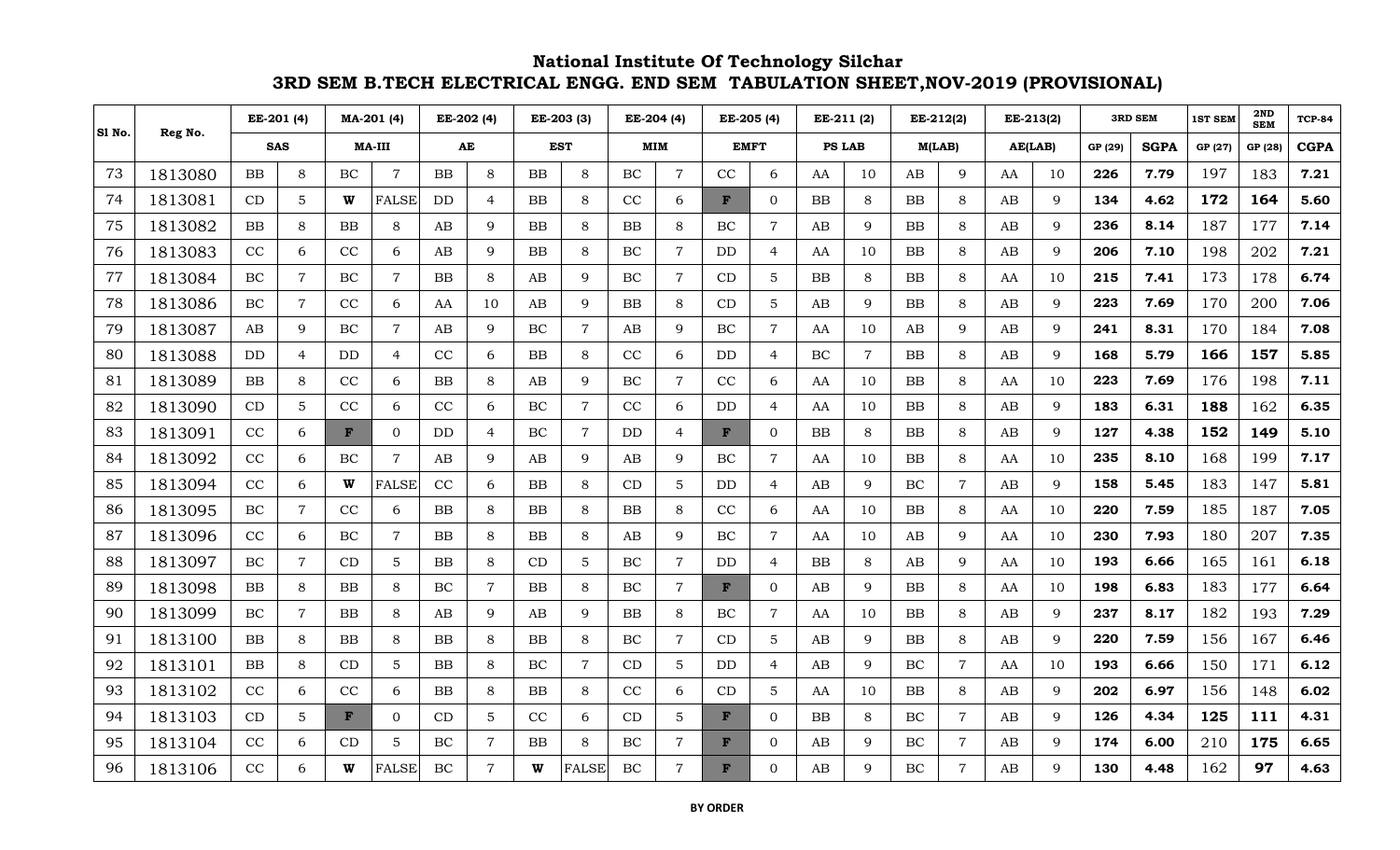# National Institute Of Technology Silchar

## 3RD SEM B.TECH ELECTRICAL ENGG. END SEM TABULATION SHEET,NOV-2019 (PROVISIONAL)

| Sl No. | Reg No. | EE-201 (4) | | MA-201 (4) | | EE-202 (4) | | EE-203 (3) | | EE-204 (4) | | EE-205 (4) | | EE-211 (2) | | EE-212(2) | | EE-213(2) | | 3RD SEM | | 1ST SEM | 2ND SEM | TCP-84 |
|---|---|---|---|---|---|---|---|---|---|---|---|---|---|---|---|---|---|---|---|---|---|---|---|---|
| | | SAS | | MA-III | | AE | | EST | | MIM | | EMFT | | PS LAB | | M(LAB) | | AE(LAB) | | GP (29) | SGPA | GP (27) | GP (28) | CGPA |
| 73 | 1813080 | BB | 8 | BC | 7 | BB | 8 | BB | 8 | BC | 7 | CC | 6 | AA | 10 | AB | 9 | AA | 10 | 226 | 7.79 | 197 | 183 | 7.21 |
| 74 | 1813081 | CD | 5 | W | FALSE | DD | 4 | BB | 8 | CC | 6 | F | 0 | BB | 8 | BB | 8 | AB | 9 | 134 | 4.62 | 172 | 164 | 5.60 |
| 75 | 1813082 | BB | 8 | BB | 8 | AB | 9 | BB | 8 | BB | 8 | BC | 7 | AB | 9 | BB | 8 | AB | 9 | 236 | 8.14 | 187 | 177 | 7.14 |
| 76 | 1813083 | CC | 6 | CC | 6 | AB | 9 | BB | 8 | BC | 7 | DD | 4 | AA | 10 | BB | 8 | AB | 9 | 206 | 7.10 | 198 | 202 | 7.21 |
| 77 | 1813084 | BC | 7 | BC | 7 | BB | 8 | AB | 9 | BC | 7 | CD | 5 | BB | 8 | BB | 8 | AA | 10 | 215 | 7.41 | 173 | 178 | 6.74 |
| 78 | 1813086 | BC | 7 | CC | 6 | AA | 10 | AB | 9 | BB | 8 | CD | 5 | AB | 9 | BB | 8 | AB | 9 | 223 | 7.69 | 170 | 200 | 7.06 |
| 79 | 1813087 | AB | 9 | BC | 7 | AB | 9 | BC | 7 | AB | 9 | BC | 7 | AA | 10 | AB | 9 | AB | 9 | 241 | 8.31 | 170 | 184 | 7.08 |
| 80 | 1813088 | DD | 4 | DD | 4 | CC | 6 | BB | 8 | CC | 6 | DD | 4 | BC | 7 | BB | 8 | AB | 9 | 168 | 5.79 | 166 | 157 | 5.85 |
| 81 | 1813089 | BB | 8 | CC | 6 | BB | 8 | AB | 9 | BC | 7 | CC | 6 | AA | 10 | BB | 8 | AA | 10 | 223 | 7.69 | 176 | 198 | 7.11 |
| 82 | 1813090 | CD | 5 | CC | 6 | CC | 6 | BC | 7 | CC | 6 | DD | 4 | AA | 10 | BB | 8 | AB | 9 | 183 | 6.31 | 188 | 162 | 6.35 |
| 83 | 1813091 | CC | 6 | F | 0 | DD | 4 | BC | 7 | DD | 4 | F | 0 | BB | 8 | BB | 8 | AB | 9 | 127 | 4.38 | 152 | 149 | 5.10 |
| 84 | 1813092 | CC | 6 | BC | 7 | AB | 9 | AB | 9 | AB | 9 | BC | 7 | AA | 10 | BB | 8 | AA | 10 | 235 | 8.10 | 168 | 199 | 7.17 |
| 85 | 1813094 | CC | 6 | W | FALSE | CC | 6 | BB | 8 | CD | 5 | DD | 4 | AB | 9 | BC | 7 | AB | 9 | 158 | 5.45 | 183 | 147 | 5.81 |
| 86 | 1813095 | BC | 7 | CC | 6 | BB | 8 | BB | 8 | BB | 8 | CC | 6 | AA | 10 | BB | 8 | AA | 10 | 220 | 7.59 | 185 | 187 | 7.05 |
| 87 | 1813096 | CC | 6 | BC | 7 | BB | 8 | BB | 8 | AB | 9 | BC | 7 | AA | 10 | AB | 9 | AA | 10 | 230 | 7.93 | 180 | 207 | 7.35 |
| 88 | 1813097 | BC | 7 | CD | 5 | BB | 8 | CD | 5 | BC | 7 | DD | 4 | BB | 8 | AB | 9 | AA | 10 | 193 | 6.66 | 165 | 161 | 6.18 |
| 89 | 1813098 | BB | 8 | BB | 8 | BC | 7 | BB | 8 | BC | 7 | F | 0 | AB | 9 | BB | 8 | AA | 10 | 198 | 6.83 | 183 | 177 | 6.64 |
| 90 | 1813099 | BC | 7 | BB | 8 | AB | 9 | AB | 9 | BB | 8 | BC | 7 | AA | 10 | BB | 8 | AB | 9 | 237 | 8.17 | 182 | 193 | 7.29 |
| 91 | 1813100 | BB | 8 | BB | 8 | BB | 8 | BB | 8 | BC | 7 | CD | 5 | AB | 9 | BB | 8 | AB | 9 | 220 | 7.59 | 156 | 167 | 6.46 |
| 92 | 1813101 | BB | 8 | CD | 5 | BB | 8 | BC | 7 | CD | 5 | DD | 4 | AB | 9 | BC | 7 | AA | 10 | 193 | 6.66 | 150 | 171 | 6.12 |
| 93 | 1813102 | CC | 6 | CC | 6 | BB | 8 | BB | 8 | CC | 6 | CD | 5 | AA | 10 | BB | 8 | AB | 9 | 202 | 6.97 | 156 | 148 | 6.02 |
| 94 | 1813103 | CD | 5 | F | 0 | CD | 5 | CC | 6 | CD | 5 | F | 0 | BB | 8 | BC | 7 | AB | 9 | 126 | 4.34 | 125 | 111 | 4.31 |
| 95 | 1813104 | CC | 6 | CD | 5 | BC | 7 | BB | 8 | BC | 7 | F | 0 | AB | 9 | BC | 7 | AB | 9 | 174 | 6.00 | 210 | 175 | 6.65 |
| 96 | 1813106 | CC | 6 | W | FALSE | BC | 7 | W | FALSE | BC | 7 | F | 0 | AB | 9 | BC | 7 | AB | 9 | 130 | 4.48 | 162 | 97 | 4.63 |

**BY ORDER**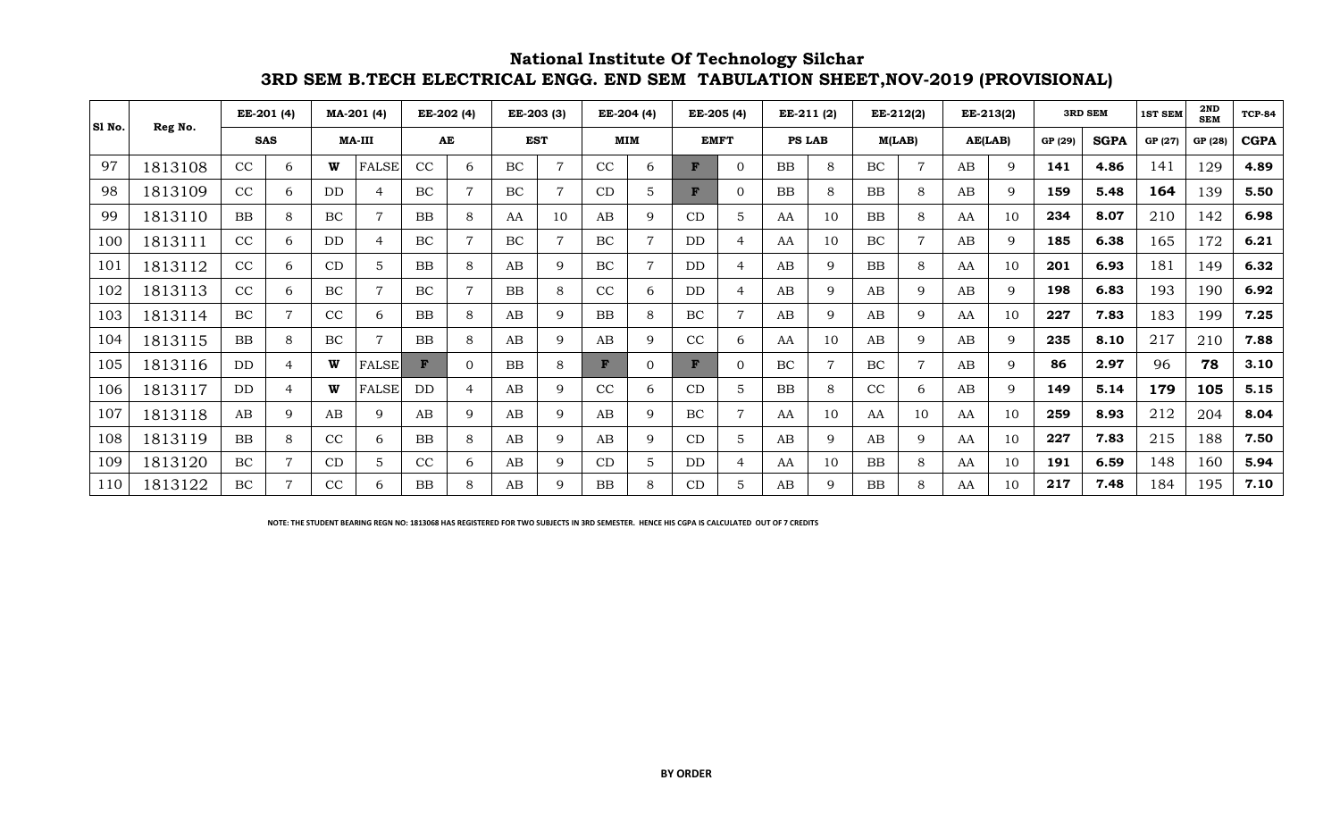# National Institute Of Technology Silchar

## 3RD SEM B.TECH ELECTRICAL ENGG. END SEM TABULATION SHEET,NOV-2019 (PROVISIONAL)

| Sl No. | Reg No. | EE-201 (4) | | MA-201 (4) | | EE-202 (4) | | EE-203 (3) | | EE-204 (4) | | EE-205 (4) | | EE-211 (2) | | EE-212(2) | | EE-213(2) | | 3RD SEM | | 1ST SEM | 2ND SEM | TCP-84 |
|---|---|---|---|---|---|---|---|---|---|---|---|---|---|---|---|---|---|---|---|---|---|---|---|---|
| | | SAS | | MA-III | | AE | | EST | | MIM | | EMFT | | PS LAB | | M(LAB) | | AE(LAB) | | GP (29) | SGPA | GP (27) | GP (28) | CGPA |
| 97 | 1813108 | CC | 6 | W | FALSE | CC | 6 | BC | 7 | CC | 6 | F | 0 | BB | 8 | BC | 7 | AB | 9 | 141 | 4.86 | 141 | 129 | 4.89 |
| 98 | 1813109 | CC | 6 | DD | 4 | BC | 7 | BC | 7 | CD | 5 | F | 0 | BB | 8 | BB | 8 | AB | 9 | 159 | 5.48 | 164 | 139 | 5.50 |
| 99 | 1813110 | BB | 8 | BC | 7 | BB | 8 | AA | 10 | AB | 9 | CD | 5 | AA | 10 | BB | 8 | AA | 10 | 234 | 8.07 | 210 | 142 | 6.98 |
| 100 | 1813111 | CC | 6 | DD | 4 | BC | 7 | BC | 7 | BC | 7 | DD | 4 | AA | 10 | BC | 7 | AB | 9 | 185 | 6.38 | 165 | 172 | 6.21 |
| 101 | 1813112 | CC | 6 | CD | 5 | BB | 8 | AB | 9 | BC | 7 | DD | 4 | AB | 9 | BB | 8 | AA | 10 | 201 | 6.93 | 181 | 149 | 6.32 |
| 102 | 1813113 | CC | 6 | BC | 7 | BC | 7 | BB | 8 | CC | 6 | DD | 4 | AB | 9 | AB | 9 | AB | 9 | 198 | 6.83 | 193 | 190 | 6.92 |
| 103 | 1813114 | BC | 7 | CC | 6 | BB | 8 | AB | 9 | BB | 8 | BC | 7 | AB | 9 | AB | 9 | AA | 10 | 227 | 7.83 | 183 | 199 | 7.25 |
| 104 | 1813115 | BB | 8 | BC | 7 | BB | 8 | AB | 9 | AB | 9 | CC | 6 | AA | 10 | AB | 9 | AB | 9 | 235 | 8.10 | 217 | 210 | 7.88 |
| 105 | 1813116 | DD | 4 | W | FALSE | F | 0 | BB | 8 | F | 0 | F | 0 | BC | 7 | BC | 7 | AB | 9 | 86 | 2.97 | 96 | 78 | 3.10 |
| 106 | 1813117 | DD | 4 | W | FALSE | DD | 4 | AB | 9 | CC | 6 | CD | 5 | BB | 8 | CC | 6 | AB | 9 | 149 | 5.14 | 179 | 105 | 5.15 |
| 107 | 1813118 | AB | 9 | AB | 9 | AB | 9 | AB | 9 | AB | 9 | BC | 7 | AA | 10 | AA | 10 | AA | 10 | 259 | 8.93 | 212 | 204 | 8.04 |
| 108 | 1813119 | BB | 8 | CC | 6 | BB | 8 | AB | 9 | AB | 9 | CD | 5 | AB | 9 | AB | 9 | AA | 10 | 227 | 7.83 | 215 | 188 | 7.50 |
| 109 | 1813120 | BC | 7 | CD | 5 | CC | 6 | AB | 9 | CD | 5 | DD | 4 | AA | 10 | BB | 8 | AA | 10 | 191 | 6.59 | 148 | 160 | 5.94 |
| 110 | 1813122 | BC | 7 | CC | 6 | BB | 8 | AB | 9 | BB | 8 | CD | 5 | AB | 9 | BB | 8 | AA | 10 | 217 | 7.48 | 184 | 195 | 7.10 |

NOTE: THE STUDENT BEARING REGN NO: 1813068 HAS REGISTERED FOR TWO SUBJECTS IN 3RD SEMESTER. HENCE HIS CGPA IS CALCULATED OUT OF 7 CREDITS

BY ORDER